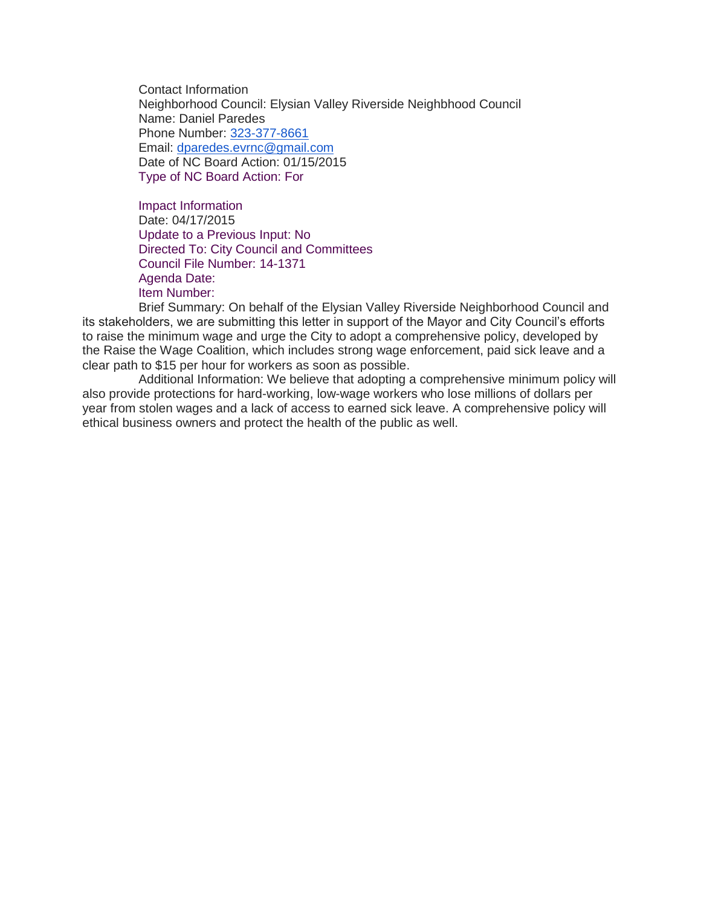Contact Information
Neighborhood Council: Elysian Valley Riverside Neighbhood Council
Name: Daniel Paredes
Phone Number: 323-377-8661
Email: dparedes.evrnc@gmail.com
Date of NC Board Action: 01/15/2015
Type of NC Board Action: For

Impact Information
Date: 04/17/2015
Update to a Previous Input: No
Directed To: City Council and Committees
Council File Number: 14-1371
Agenda Date:
Item Number:

Brief Summary: On behalf of the Elysian Valley Riverside Neighborhood Council and its stakeholders, we are submitting this letter in support of the Mayor and City Council's efforts to raise the minimum wage and urge the City to adopt a comprehensive policy, developed by the Raise the Wage Coalition, which includes strong wage enforcement, paid sick leave and a clear path to $15 per hour for workers as soon as possible.

Additional Information: We believe that adopting a comprehensive minimum policy will also provide protections for hard-working, low-wage workers who lose millions of dollars per year from stolen wages and a lack of access to earned sick leave. A comprehensive policy will ethical business owners and protect the health of the public as well.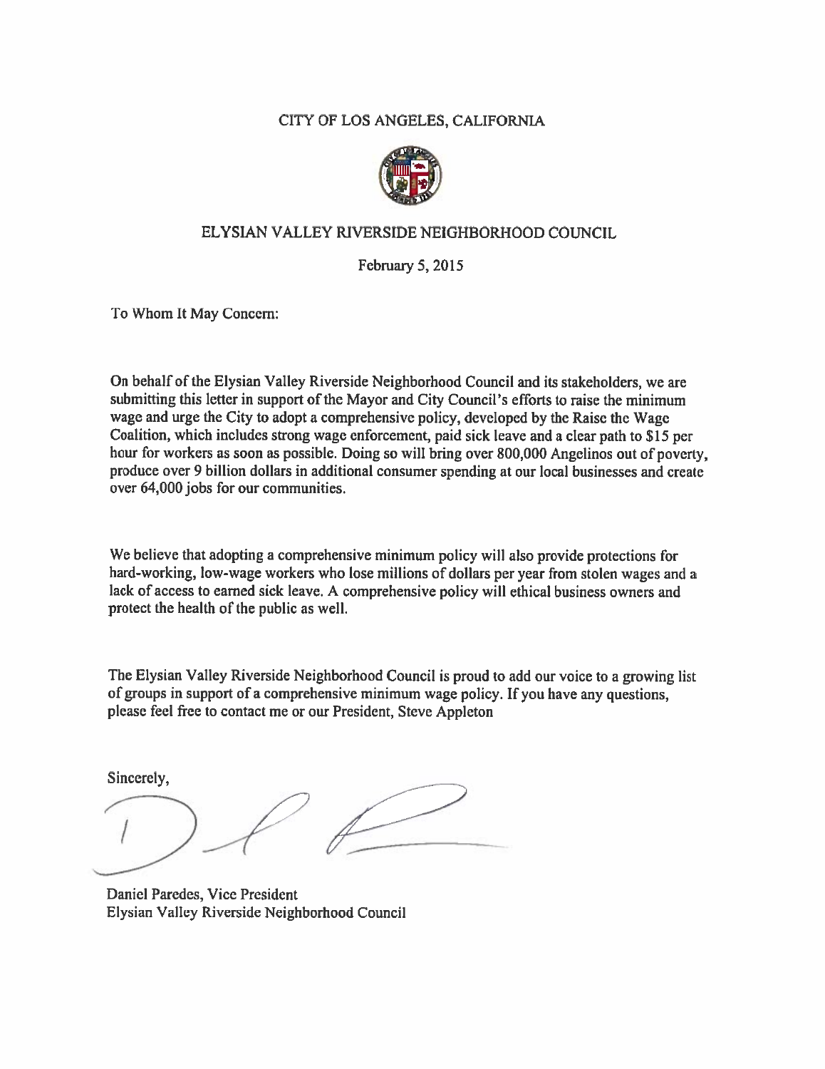CITY OF LOS ANGELES, CALIFORNIA

ELYSIAN VALLEY RIVERSIDE NEIGHBORHOOD COUNCIL

February 5, 2015

To Whom It May Concern:

On behalf of the Elysian Valley Riverside Neighborhood Council and its stakeholders, we are submitting this letter in support of the Mayor and City Council's efforts to raise the minimum wage and urge the City to adopt a comprehensive policy, developed by the Raise the Wage Coalition, which includes strong wage enforcement, paid sick leave and a clear path to $15 per hour for workers as soon as possible. Doing so will bring over 800,000 Angelinos out of poverty, produce over 9 billion dollars in additional consumer spending at our local businesses and create over 64,000 jobs for our communities.

We believe that adopting a comprehensive minimum policy will also provide protections for hard-working, low-wage workers who lose millions of dollars per year from stolen wages and a lack of access to earned sick leave. A comprehensive policy will ethical business owners and protect the health of the public as well.

The Elysian Valley Riverside Neighborhood Council is proud to add our voice to a growing list of groups in support of a comprehensive minimum wage policy. If you have any questions, please feel free to contact me or our President, Steve Appleton

Sincerely,

Daniel Paredes, Vice President
Elysian Valley Riverside Neighborhood Council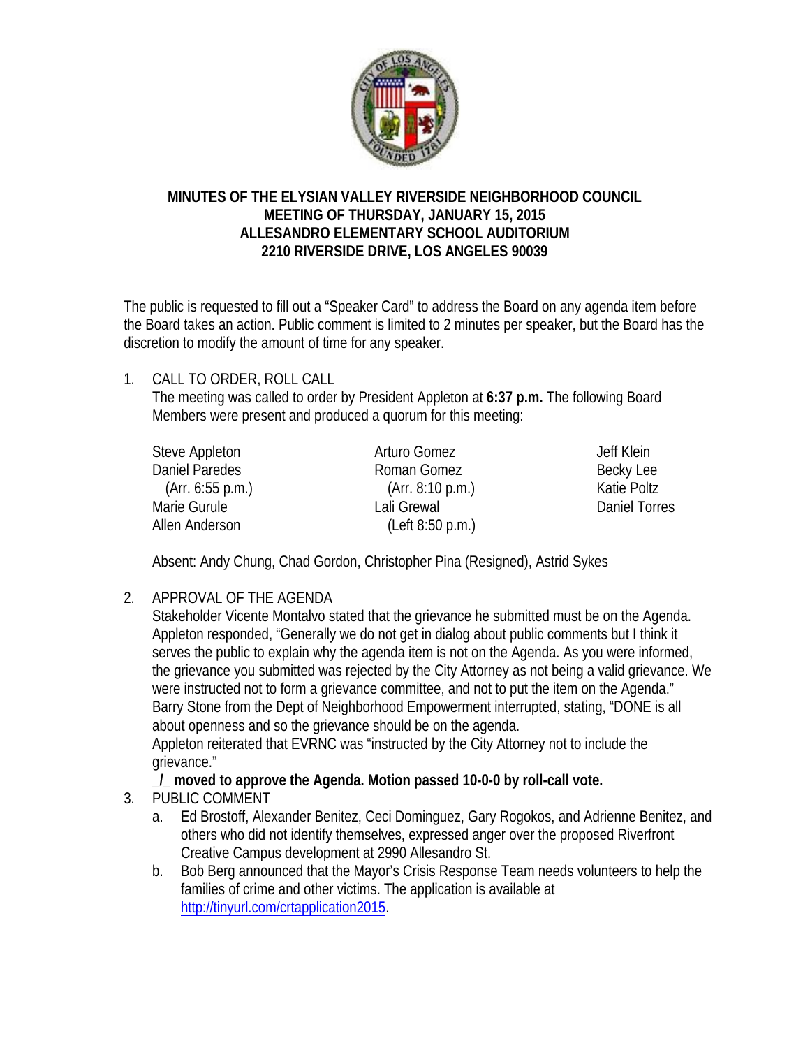# MINUTES OF THE ELYSIAN VALLEY RIVERSIDE NEIGHBORHOOD COUNCIL MEETING OF THURSDAY, JANUARY 15, 2015 ALLESANDRO ELEMENTARY SCHOOL AUDITORIUM 2210 RIVERSIDE DRIVE, LOS ANGELES 90039

The public is requested to fill out a "Speaker Card" to address the Board on any agenda item before the Board takes an action. Public comment is limited to 2 minutes per speaker, but the Board has the discretion to modify the amount of time for any speaker.

1. CALL TO ORDER, ROLL CALL

   The meeting was called to order by President Appleton at **6:37 p.m.** The following Board Members were present and produced a quorum for this meeting:

   Steve Appleton
   Daniel Paredes (Arr. 6:55 p.m.)
   Marie Gurule
   Allen Anderson
   Arturo Gomez
   Roman Gomez (Arr. 8:10 p.m.)
   Lali Grewal (Left 8:50 p.m.)
   Jeff Klein
   Becky Lee
   Katie Poltz
   Daniel Torres

   Absent: Andy Chung, Chad Gordon, Christopher Pina (Resigned), Astrid Sykes

2. APPROVAL OF THE AGENDA

   Stakeholder Vicente Montalvo stated that the grievance he submitted must be on the Agenda. Appleton responded, "Generally we do not get in dialog about public comments but I think it serves the public to explain why the agenda item is not on the Agenda. As you were informed, the grievance you submitted was rejected by the City Attorney as not being a valid grievance. We were instructed not to form a grievance committee, and not to put the item on the Agenda." Barry Stone from the Dept of Neighborhood Empowerment interrupted, stating, "DONE is all about openness and so the grievance should be on the agenda.

   Appleton reiterated that EVRNC was "instructed by the City Attorney not to include the grievance."

   **_/_ moved to approve the Agenda. Motion passed 10-0-0 by roll-call vote.**

3. PUBLIC COMMENT

   a. Ed Brostoff, Alexander Benitez, Ceci Dominguez, Gary Rogokos, and Adrienne Benitez, and others who did not identify themselves, expressed anger over the proposed Riverfront Creative Campus development at 2990 Allesandro St.

   b. Bob Berg announced that the Mayor's Crisis Response Team needs volunteers to help the families of crime and other victims. The application is available at http://tinyurl.com/crtapplication2015.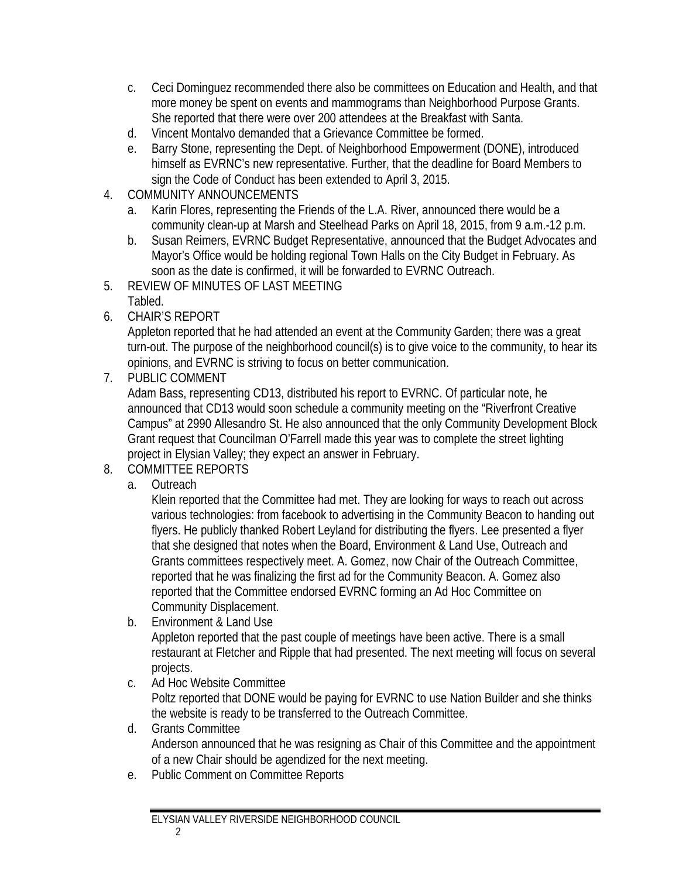c. Ceci Dominguez recommended there also be committees on Education and Health, and that more money be spent on events and mammograms than Neighborhood Purpose Grants. She reported that there were over 200 attendees at the Breakfast with Santa.
d. Vincent Montalvo demanded that a Grievance Committee be formed.
e. Barry Stone, representing the Dept. of Neighborhood Empowerment (DONE), introduced himself as EVRNC's new representative. Further, that the deadline for Board Members to sign the Code of Conduct has been extended to April 3, 2015.

4. COMMUNITY ANNOUNCEMENTS
   a. Karin Flores, representing the Friends of the L.A. River, announced there would be a community clean-up at Marsh and Steelhead Parks on April 18, 2015, from 9 a.m.-12 p.m.
   b. Susan Reimers, EVRNC Budget Representative, announced that the Budget Advocates and Mayor's Office would be holding regional Town Halls on the City Budget in February. As soon as the date is confirmed, it will be forwarded to EVRNC Outreach.

5. REVIEW OF MINUTES OF LAST MEETING
   Tabled.

6. CHAIR'S REPORT
   Appleton reported that he had attended an event at the Community Garden; there was a great turn-out. The purpose of the neighborhood council(s) is to give voice to the community, to hear its opinions, and EVRNC is striving to focus on better communication.

7. PUBLIC COMMENT
   Adam Bass, representing CD13, distributed his report to EVRNC. Of particular note, he announced that CD13 would soon schedule a community meeting on the "Riverfront Creative Campus" at 2990 Allesandro St. He also announced that the only Community Development Block Grant request that Councilman O'Farrell made this year was to complete the street lighting project in Elysian Valley; they expect an answer in February.

8. COMMITTEE REPORTS
   a. Outreach
      Klein reported that the Committee had met. They are looking for ways to reach out across various technologies: from facebook to advertising in the Community Beacon to handing out flyers. He publicly thanked Robert Leyland for distributing the flyers. Lee presented a flyer that she designed that notes when the Board, Environment & Land Use, Outreach and Grants committees respectively meet. A. Gomez, now Chair of the Outreach Committee, reported that he was finalizing the first ad for the Community Beacon. A. Gomez also reported that the Committee endorsed EVRNC forming an Ad Hoc Committee on Community Displacement.
   b. Environment & Land Use
      Appleton reported that the past couple of meetings have been active. There is a small restaurant at Fletcher and Ripple that had presented. The next meeting will focus on several projects.
   c. Ad Hoc Website Committee
      Poltz reported that DONE would be paying for EVRNC to use Nation Builder and she thinks the website is ready to be transferred to the Outreach Committee.
   d. Grants Committee
      Anderson announced that he was resigning as Chair of this Committee and the appointment of a new Chair should be agendized for the next meeting.
   e. Public Comment on Committee Reports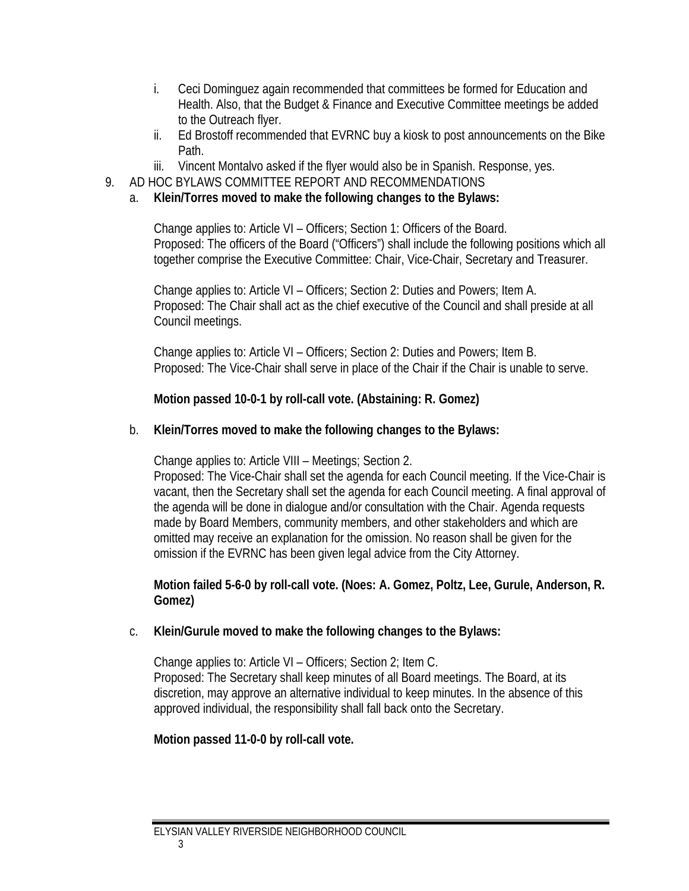i. Ceci Dominguez again recommended that committees be formed for Education and Health. Also, that the Budget & Finance and Executive Committee meetings be added to the Outreach flyer.
ii. Ed Brostoff recommended that EVRNC buy a kiosk to post announcements on the Bike Path.
iii. Vincent Montalvo asked if the flyer would also be in Spanish. Response, yes.

9. AD HOC BYLAWS COMMITTEE REPORT AND RECOMMENDATIONS

a. **Klein/Torres moved to make the following changes to the Bylaws:**

Change applies to: Article VI – Officers; Section 1: Officers of the Board.
Proposed: The officers of the Board ("Officers") shall include the following positions which all together comprise the Executive Committee: Chair, Vice-Chair, Secretary and Treasurer.

Change applies to: Article VI – Officers; Section 2: Duties and Powers; Item A.
Proposed: The Chair shall act as the chief executive of the Council and shall preside at all Council meetings.

Change applies to: Article VI – Officers; Section 2: Duties and Powers; Item B.
Proposed: The Vice-Chair shall serve in place of the Chair if the Chair is unable to serve.

**Motion passed 10-0-1 by roll-call vote. (Abstaining: R. Gomez)**

b. **Klein/Torres moved to make the following changes to the Bylaws:**

Change applies to: Article VIII – Meetings; Section 2.
Proposed: The Vice-Chair shall set the agenda for each Council meeting. If the Vice-Chair is vacant, then the Secretary shall set the agenda for each Council meeting. A final approval of the agenda will be done in dialogue and/or consultation with the Chair. Agenda requests made by Board Members, community members, and other stakeholders and which are omitted may receive an explanation for the omission. No reason shall be given for the omission if the EVRNC has been given legal advice from the City Attorney.

**Motion failed 5-6-0 by roll-call vote. (Noes: A. Gomez, Poltz, Lee, Gurule, Anderson, R. Gomez)**

c. **Klein/Gurule moved to make the following changes to the Bylaws:**

Change applies to: Article VI – Officers; Section 2; Item C.
Proposed: The Secretary shall keep minutes of all Board meetings. The Board, at its discretion, may approve an alternative individual to keep minutes. In the absence of this approved individual, the responsibility shall fall back onto the Secretary.

**Motion passed 11-0-0 by roll-call vote.**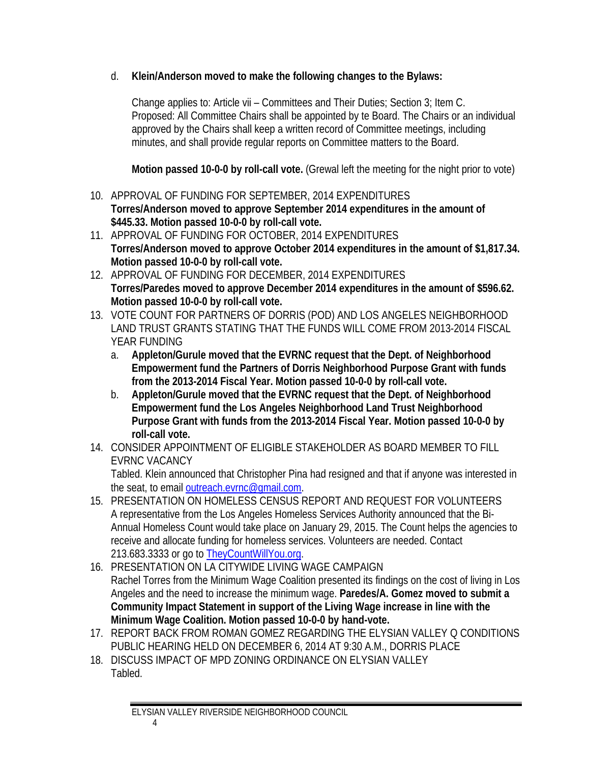d. **Klein/Anderson moved to make the following changes to the Bylaws:**

Change applies to: Article vii – Committees and Their Duties; Section 3; Item C.
Proposed: All Committee Chairs shall be appointed by te Board. The Chairs or an individual approved by the Chairs shall keep a written record of Committee meetings, including minutes, and shall provide regular reports on Committee matters to the Board.

**Motion passed 10-0-0 by roll-call vote.** (Grewal left the meeting for the night prior to vote)

10. APPROVAL OF FUNDING FOR SEPTEMBER, 2014 EXPENDITURES
**Torres/Anderson moved to approve September 2014 expenditures in the amount of $445.33. Motion passed 10-0-0 by roll-call vote.**
11. APPROVAL OF FUNDING FOR OCTOBER, 2014 EXPENDITURES
**Torres/Anderson moved to approve October 2014 expenditures in the amount of $1,817.34. Motion passed 10-0-0 by roll-call vote.**
12. APPROVAL OF FUNDING FOR DECEMBER, 2014 EXPENDITURES
**Torres/Paredes moved to approve December 2014 expenditures in the amount of $596.62. Motion passed 10-0-0 by roll-call vote.**
13. VOTE COUNT FOR PARTNERS OF DORRIS (POD) AND LOS ANGELES NEIGHBORHOOD LAND TRUST GRANTS STATING THAT THE FUNDS WILL COME FROM 2013-2014 FISCAL YEAR FUNDING
    a. **Appleton/Gurule moved that the EVRNC request that the Dept. of Neighborhood Empowerment fund the Partners of Dorris Neighborhood Purpose Grant with funds from the 2013-2014 Fiscal Year. Motion passed 10-0-0 by roll-call vote.**
    b. **Appleton/Gurule moved that the EVRNC request that the Dept. of Neighborhood Empowerment fund the Los Angeles Neighborhood Land Trust Neighborhood Purpose Grant with funds from the 2013-2014 Fiscal Year. Motion passed 10-0-0 by roll-call vote.**
14. CONSIDER APPOINTMENT OF ELIGIBLE STAKEHOLDER AS BOARD MEMBER TO FILL EVRNC VACANCY
Tabled. Klein announced that Christopher Pina had resigned and that if anyone was interested in the seat, to email outreach.evrnc@gmail.com.
15. PRESENTATION ON HOMELESS CENSUS REPORT AND REQUEST FOR VOLUNTEERS
A representative from the Los Angeles Homeless Services Authority announced that the Bi-Annual Homeless Count would take place on January 29, 2015. The Count helps the agencies to receive and allocate funding for homeless services. Volunteers are needed. Contact 213.683.3333 or go to TheyCountWillYou.org.
16. PRESENTATION ON LA CITYWIDE LIVING WAGE CAMPAIGN
Rachel Torres from the Minimum Wage Coalition presented its findings on the cost of living in Los Angeles and the need to increase the minimum wage. **Paredes/A. Gomez moved to submit a Community Impact Statement in support of the Living Wage increase in line with the Minimum Wage Coalition. Motion passed 10-0-0 by hand-vote.**
17. REPORT BACK FROM ROMAN GOMEZ REGARDING THE ELYSIAN VALLEY Q CONDITIONS PUBLIC HEARING HELD ON DECEMBER 6, 2014 AT 9:30 A.M., DORRIS PLACE
18. DISCUSS IMPACT OF MPD ZONING ORDINANCE ON ELYSIAN VALLEY
Tabled.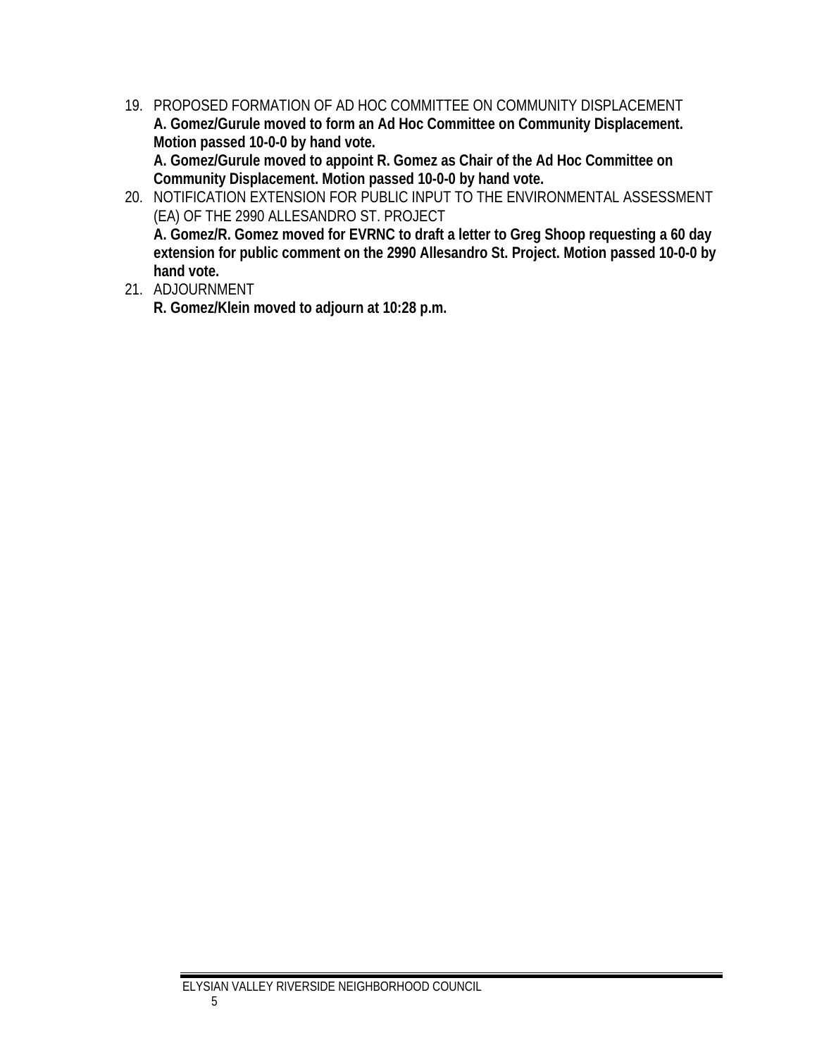19. PROPOSED FORMATION OF AD HOC COMMITTEE ON COMMUNITY DISPLACEMENT
    **A. Gomez/Gurule moved to form an Ad Hoc Committee on Community Displacement. Motion passed 10-0-0 by hand vote.**
    **A. Gomez/Gurule moved to appoint R. Gomez as Chair of the Ad Hoc Committee on Community Displacement. Motion passed 10-0-0 by hand vote.**
20. NOTIFICATION EXTENSION FOR PUBLIC INPUT TO THE ENVIRONMENTAL ASSESSMENT (EA) OF THE 2990 ALLESANDRO ST. PROJECT
    **A. Gomez/R. Gomez moved for EVRNC to draft a letter to Greg Shoop requesting a 60 day extension for public comment on the 2990 Allesandro St. Project. Motion passed 10-0-0 by hand vote.**
21. ADJOURNMENT
    **R. Gomez/Klein moved to adjourn at 10:28 p.m.**